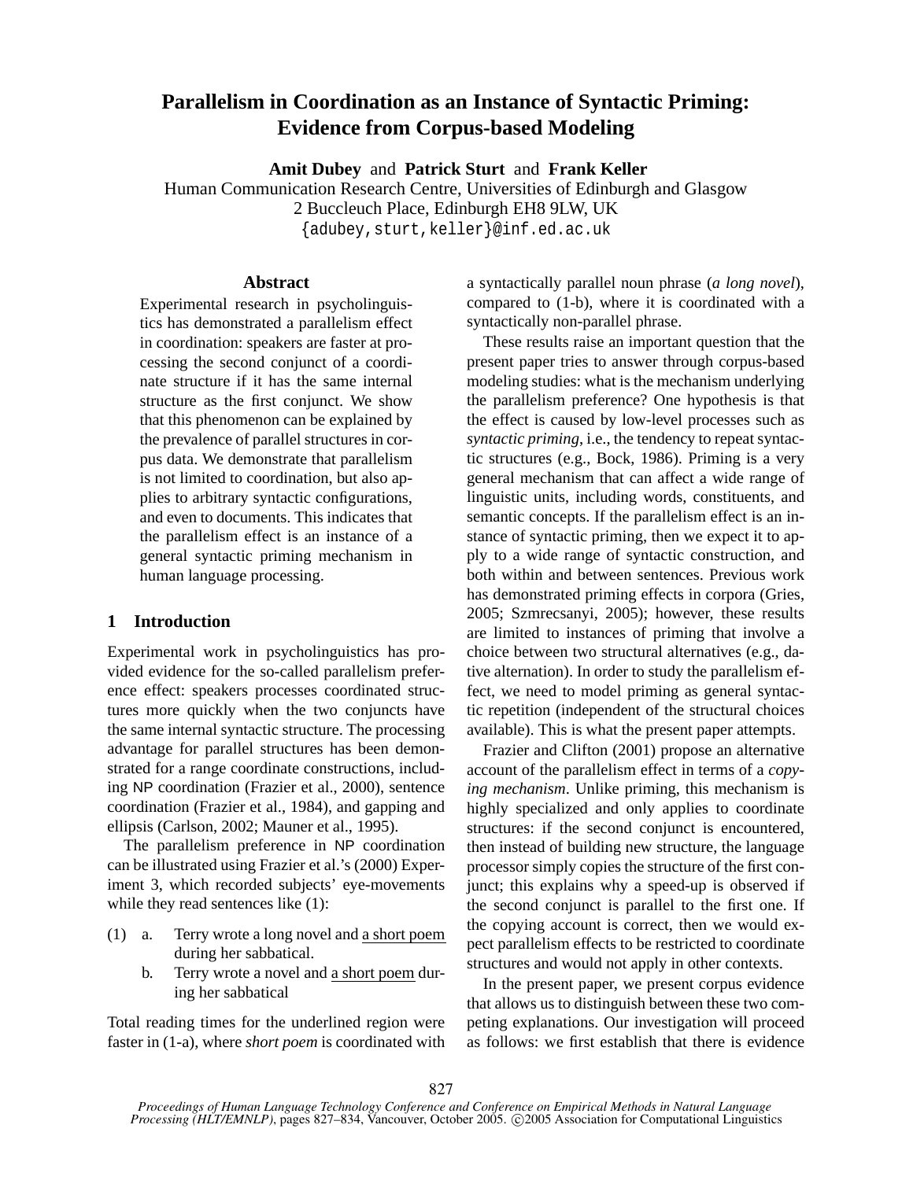# Parallelism in Coordination as an Instance of Syntactic Priming: Evidence from Corpus-based Modeling

**Amit Dubey** and **Patrick Sturt** and **Frank Keller**
Human Communication Research Centre, Universities of Edinburgh and Glasgow
2 Buccleuch Place, Edinburgh EH8 9LW, UK
{adubey,sturt,keller}@inf.ed.ac.uk

## Abstract

Experimental research in psycholinguistics has demonstrated a parallelism effect in coordination: speakers are faster at processing the second conjunct of a coordinate structure if it has the same internal structure as the first conjunct. We show that this phenomenon can be explained by the prevalence of parallel structures in corpus data. We demonstrate that parallelism is not limited to coordination, but also applies to arbitrary syntactic configurations, and even to documents. This indicates that the parallelism effect is an instance of a general syntactic priming mechanism in human language processing.

## 1 Introduction

Experimental work in psycholinguistics has provided evidence for the so-called parallelism preference effect: speakers processes coordinated structures more quickly when the two conjuncts have the same internal syntactic structure. The processing advantage for parallel structures has been demonstrated for a range coordinate constructions, including NP coordination (Frazier et al., 2000), sentence coordination (Frazier et al., 1984), and gapping and ellipsis (Carlson, 2002; Mauner et al., 1995).

The parallelism preference in NP coordination can be illustrated using Frazier et al.'s (2000) Experiment 3, which recorded subjects' eye-movements while they read sentences like (1):

(1) a. Terry wrote a long novel and <u>a short poem</u> during her sabbatical.
    b. Terry wrote a novel and <u>a short poem</u> during her sabbatical

Total reading times for the underlined region were faster in (1-a), where *short poem* is coordinated with a syntactically parallel noun phrase (*a long novel*), compared to (1-b), where it is coordinated with a syntactically non-parallel phrase.

These results raise an important question that the present paper tries to answer through corpus-based modeling studies: what is the mechanism underlying the parallelism preference? One hypothesis is that the effect is caused by low-level processes such as *syntactic priming*, i.e., the tendency to repeat syntactic structures (e.g., Bock, 1986). Priming is a very general mechanism that can affect a wide range of linguistic units, including words, constituents, and semantic concepts. If the parallelism effect is an instance of syntactic priming, then we expect it to apply to a wide range of syntactic construction, and both within and between sentences. Previous work has demonstrated priming effects in corpora (Gries, 2005; Szmrecsanyi, 2005); however, these results are limited to instances of priming that involve a choice between two structural alternatives (e.g., dative alternation). In order to study the parallelism effect, we need to model priming as general syntactic repetition (independent of the structural choices available). This is what the present paper attempts.

Frazier and Clifton (2001) propose an alternative account of the parallelism effect in terms of a *copying mechanism*. Unlike priming, this mechanism is highly specialized and only applies to coordinate structures: if the second conjunct is encountered, then instead of building new structure, the language processor simply copies the structure of the first conjunct; this explains why a speed-up is observed if the second conjunct is parallel to the first one. If the copying account is correct, then we would expect parallelism effects to be restricted to coordinate structures and would not apply in other contexts.

In the present paper, we present corpus evidence that allows us to distinguish between these two competing explanations. Our investigation will proceed as follows: we first establish that there is evidence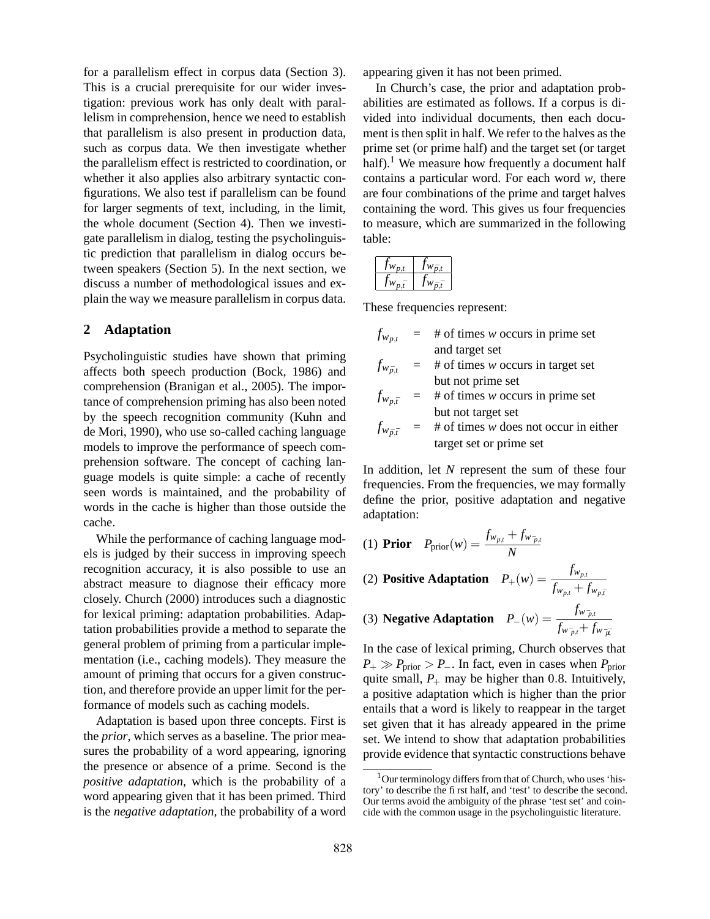for a parallelism effect in corpus data (Section 3). This is a crucial prerequisite for our wider investigation: previous work has only dealt with parallelism in comprehension, hence we need to establish that parallelism is also present in production data, such as corpus data. We then investigate whether the parallelism effect is restricted to coordination, or whether it also applies also arbitrary syntactic configurations. We also test if parallelism can be found for larger segments of text, including, in the limit, the whole document (Section 4). Then we investigate parallelism in dialog, testing the psycholinguistic prediction that parallelism in dialog occurs between speakers (Section 5). In the next section, we discuss a number of methodological issues and explain the way we measure parallelism in corpus data.

## 2 Adaptation

Psycholinguistic studies have shown that priming affects both speech production (Bock, 1986) and comprehension (Branigan et al., 2005). The importance of comprehension priming has also been noted by the speech recognition community (Kuhn and de Mori, 1990), who use so-called caching language models to improve the performance of speech comprehension software. The concept of caching language models is quite simple: a cache of recently seen words is maintained, and the probability of words in the cache is higher than those outside the cache.

While the performance of caching language models is judged by their success in improving speech recognition accuracy, it is also possible to use an abstract measure to diagnose their efficacy more closely. Church (2000) introduces such a diagnostic for lexical priming: adaptation probabilities. Adaptation probabilities provide a method to separate the general problem of priming from a particular implementation (i.e., caching models). They measure the amount of priming that occurs for a given construction, and therefore provide an upper limit for the performance of models such as caching models.

Adaptation is based upon three concepts. First is the *prior*, which serves as a baseline. The prior measures the probability of a word appearing, ignoring the presence or absence of a prime. Second is the *positive adaptation*, which is the probability of a word appearing given that it has been primed. Third is the *negative adaptation*, the probability of a word appearing given it has not been primed.

In Church's case, the prior and adaptation probabilities are estimated as follows. If a corpus is divided into individual documents, then each document is then split in half. We refer to the halves as the prime set (or prime half) and the target set (or target half).[1] We measure how frequently a document half contains a particular word. For each word *w*, there are four combinations of the prime and target halves containing the word. This gives us four frequencies to measure, which are summarized in the following table:

| | |
|---|---|
| $f_{w_{p,t}}$ | $f_{w_{\bar{p},t}}$ |
| $f_{w_{p,\bar{t}}}$ | $f_{w_{\bar{p},\bar{t}}}$ |

These frequencies represent:

$f_{w_{p,t}}$ = # of times *w* occurs in prime set and target set

$f_{w_{\bar{p},t}}$ = # of times *w* occurs in target set but not prime set

$f_{w_{p,\bar{t}}}$ = # of times *w* occurs in prime set but not target set

$f_{w_{\bar{p},\bar{t}}}$ = # of times *w* does not occur in either target set or prime set

In addition, let *N* represent the sum of these four frequencies. From the frequencies, we may formally define the prior, positive adaptation and negative adaptation:

(1) **Prior** $$P_{\text{prior}}(w) = \frac{f_{w_{p,t}} + f_{w_{\bar{p},t}}}{N}$$

(2) **Positive Adaptation** $$P_{+}(w) = \frac{f_{w_{p,t}}}{f_{w_{p,t}} + f_{w_{p,\bar{t}}}}$$

(3) **Negative Adaptation** $$P_{-}(w) = \frac{f_{w_{\bar{p},t}}}{f_{w_{\bar{p},t}} + f_{w_{\bar{p},\bar{t}}}}$$

In the case of lexical priming, Church observes that $P_{+} \gg P_{\text{prior}} > P_{-}$. In fact, even in cases when $P_{\text{prior}}$ quite small, $P_{+}$ may be higher than 0.8. Intuitively, a positive adaptation which is higher than the prior entails that a word is likely to reappear in the target set given that it has already appeared in the prime set. We intend to show that adaptation probabilities provide evidence that syntactic constructions behave

[1] Our terminology differs from that of Church, who uses 'history' to describe the first half, and 'test' to describe the second. Our terms avoid the ambiguity of the phrase 'test set' and coincide with the common usage in the psycholinguistic literature.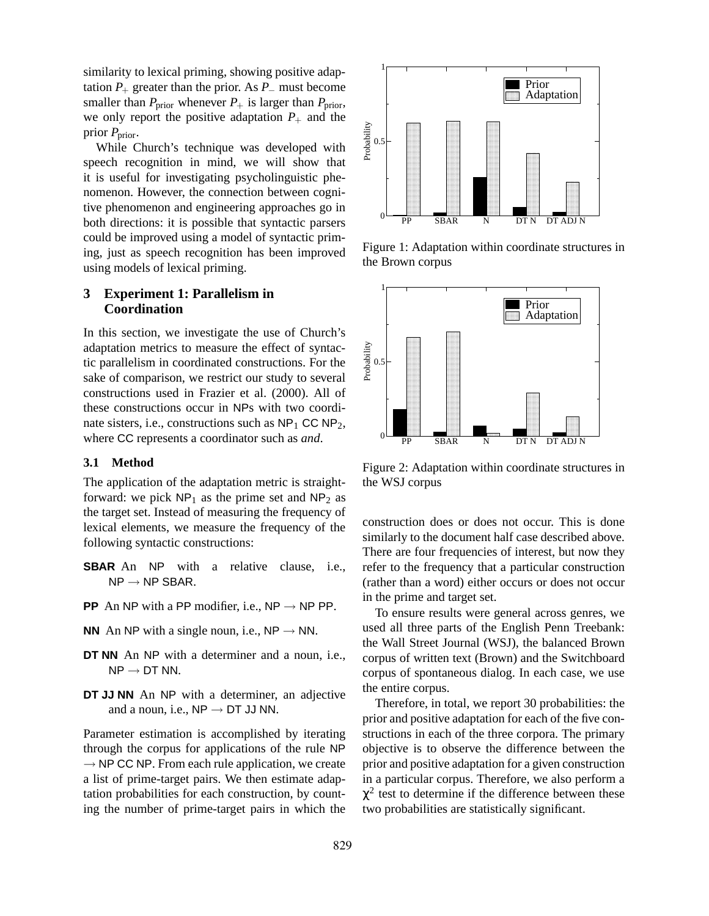similarity to lexical priming, showing positive adaptation $P_+$ greater than the prior. As $P_-$ must become smaller than $P_{\text{prior}}$ whenever $P_+$ is larger than $P_{\text{prior}}$, we only report the positive adaptation $P_+$ and the prior $P_{\text{prior}}$.

While Church's technique was developed with speech recognition in mind, we will show that it is useful for investigating psycholinguistic phenomenon. However, the connection between cognitive phenomenon and engineering approaches go in both directions: it is possible that syntactic parsers could be improved using a model of syntactic priming, just as speech recognition has been improved using models of lexical priming.

## 3 Experiment 1: Parallelism in Coordination

In this section, we investigate the use of Church's adaptation metrics to measure the effect of syntactic parallelism in coordinated constructions. For the sake of comparison, we restrict our study to several constructions used in Frazier et al. (2000). All of these constructions occur in NPs with two coordinate sisters, i.e., constructions such as $\text{NP}_1$ CC $\text{NP}_2$, where CC represents a coordinator such as *and*.

### 3.1 Method

The application of the adaptation metric is straightforward: we pick $\text{NP}_1$ as the prime set and $\text{NP}_2$ as the target set. Instead of measuring the frequency of lexical elements, we measure the frequency of the following syntactic constructions:

**SBAR** An NP with a relative clause, i.e., NP $\rightarrow$ NP SBAR.

**PP** An NP with a PP modifier, i.e., NP $\rightarrow$ NP PP.

**NN** An NP with a single noun, i.e., NP $\rightarrow$ NN.

**DT NN** An NP with a determiner and a noun, i.e., NP $\rightarrow$ DT NN.

**DT JJ NN** An NP with a determiner, an adjective and a noun, i.e., NP $\rightarrow$ DT JJ NN.

Parameter estimation is accomplished by iterating through the corpus for applications of the rule NP $\rightarrow$ NP CC NP. From each rule application, we create a list of prime-target pairs. We then estimate adaptation probabilities for each construction, by counting the number of prime-target pairs in which the construction does or does not occur. This is done similarly to the document half case described above. There are four frequencies of interest, but now they refer to the frequency that a particular construction (rather than a word) either occurs or does not occur in the prime and target set.

To ensure results were general across genres, we used all three parts of the English Penn Treebank: the Wall Street Journal (WSJ), the balanced Brown corpus of written text (Brown) and the Switchboard corpus of spontaneous dialog. In each case, we use the entire corpus.

Therefore, in total, we report 30 probabilities: the prior and positive adaptation for each of the five constructions in each of the three corpora. The primary objective is to observe the difference between the prior and positive adaptation for a given construction in a particular corpus. Therefore, we also perform a $\chi^2$ test to determine if the difference between these two probabilities are statistically significant.

Figure 1: Adaptation within coordinate structures in the Brown corpus

Figure 2: Adaptation within coordinate structures in the WSJ corpus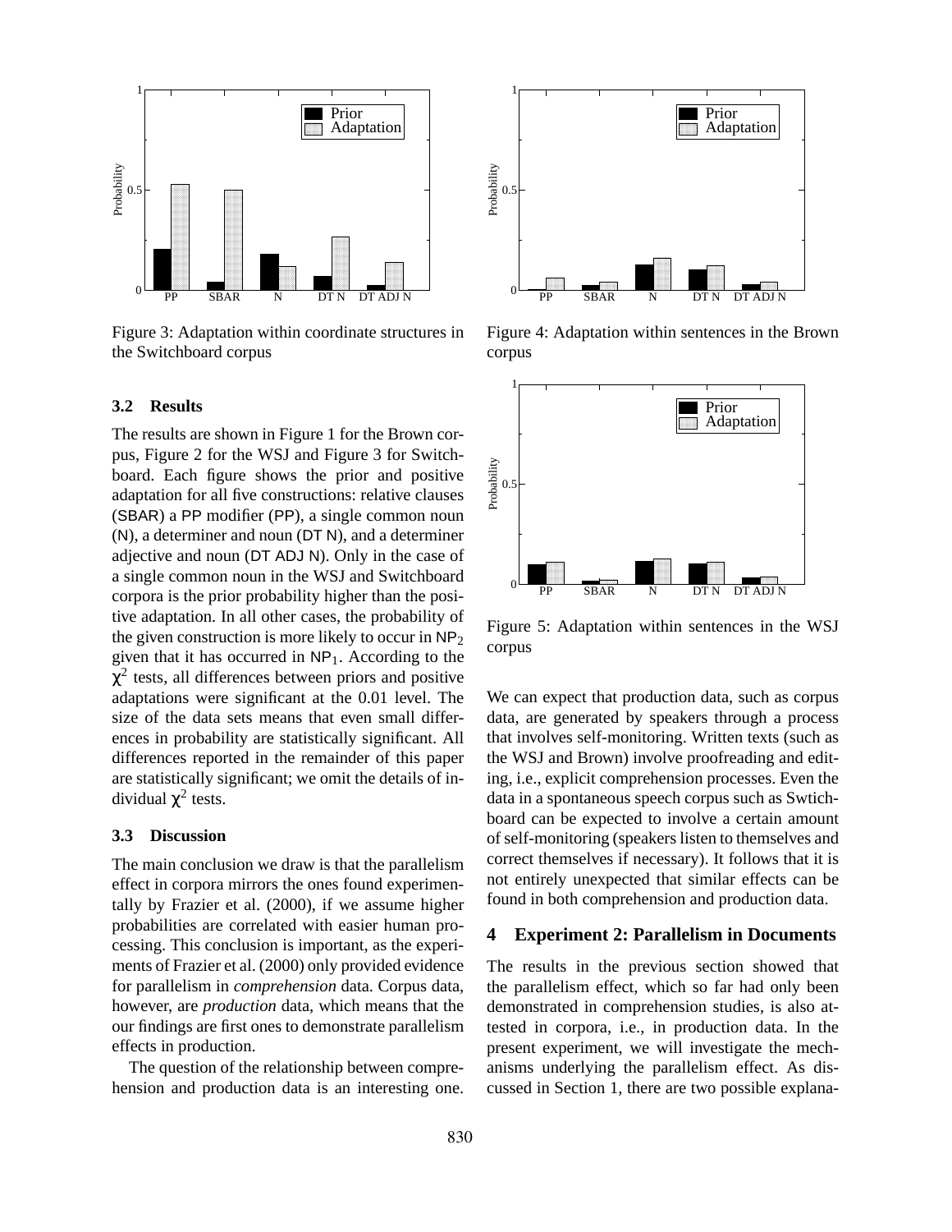Figure 3: Adaptation within coordinate structures in the Switchboard corpus

Figure 4: Adaptation within sentences in the Brown corpus

Figure 5: Adaptation within sentences in the WSJ corpus

### 3.2 Results

The results are shown in Figure 1 for the Brown corpus, Figure 2 for the WSJ and Figure 3 for Switchboard. Each figure shows the prior and positive adaptation for all five constructions: relative clauses (SBAR) a PP modifier (PP), a single common noun (N), a determiner and noun (DT N), and a determiner adjective and noun (DT ADJ N). Only in the case of a single common noun in the WSJ and Switchboard corpora is the prior probability higher than the positive adaptation. In all other cases, the probability of the given construction is more likely to occur in $NP_2$ given that it has occurred in $NP_1$. According to the $\chi^2$ tests, all differences between priors and positive adaptations were significant at the 0.01 level. The size of the data sets means that even small differences in probability are statistically significant. All differences reported in the remainder of this paper are statistically significant; we omit the details of individual $\chi^2$ tests.

### 3.3 Discussion

The main conclusion we draw is that the parallelism effect in corpora mirrors the ones found experimentally by Frazier et al. (2000), if we assume higher probabilities are correlated with easier human processing. This conclusion is important, as the experiments of Frazier et al. (2000) only provided evidence for parallelism in *comprehension* data. Corpus data, however, are *production* data, which means that the our findings are first ones to demonstrate parallelism effects in production.

The question of the relationship between comprehension and production data is an interesting one. We can expect that production data, such as corpus data, are generated by speakers through a process that involves self-monitoring. Written texts (such as the WSJ and Brown) involve proofreading and editing, i.e., explicit comprehension processes. Even the data in a spontaneous speech corpus such as Swtichboard can be expected to involve a certain amount of self-monitoring (speakers listen to themselves and correct themselves if necessary). It follows that it is not entirely unexpected that similar effects can be found in both comprehension and production data.

## 4 Experiment 2: Parallelism in Documents

The results in the previous section showed that the parallelism effect, which so far had only been demonstrated in comprehension studies, is also attested in corpora, i.e., in production data. In the present experiment, we will investigate the mechanisms underlying the parallelism effect. As discussed in Section 1, there are two possible explana-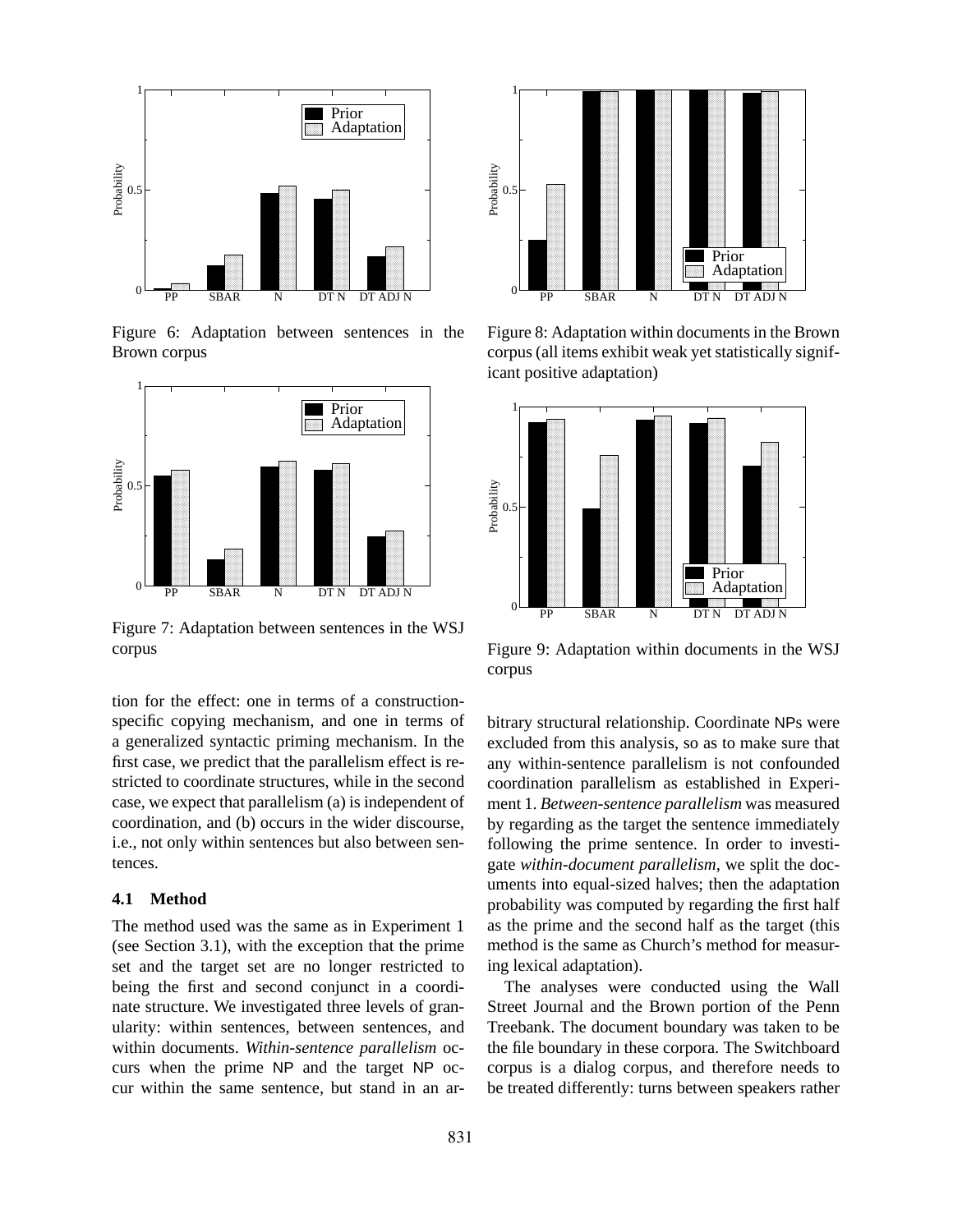Figure 6: Adaptation between sentences in the Brown corpus

Figure 7: Adaptation between sentences in the WSJ corpus

Figure 8: Adaptation within documents in the Brown corpus (all items exhibit weak yet statistically significant positive adaptation)

Figure 9: Adaptation within documents in the WSJ corpus

tion for the effect: one in terms of a construction-specific copying mechanism, and one in terms of a generalized syntactic priming mechanism. In the first case, we predict that the parallelism effect is restricted to coordinate structures, while in the second case, we expect that parallelism (a) is independent of coordination, and (b) occurs in the wider discourse, i.e., not only within sentences but also between sentences.

### 4.1 Method

The method used was the same as in Experiment 1 (see Section 3.1), with the exception that the prime set and the target set are no longer restricted to being the first and second conjunct in a coordinate structure. We investigated three levels of granularity: within sentences, between sentences, and within documents. *Within-sentence parallelism* occurs when the prime NP and the target NP occur within the same sentence, but stand in an arbitrary structural relationship. Coordinate NPs were excluded from this analysis, so as to make sure that any within-sentence parallelism is not confounded coordination parallelism as established in Experiment 1. *Between-sentence parallelism* was measured by regarding as the target the sentence immediately following the prime sentence. In order to investigate *within-document parallelism*, we split the documents into equal-sized halves; then the adaptation probability was computed by regarding the first half as the prime and the second half as the target (this method is the same as Church's method for measuring lexical adaptation).

The analyses were conducted using the Wall Street Journal and the Brown portion of the Penn Treebank. The document boundary was taken to be the file boundary in these corpora. The Switchboard corpus is a dialog corpus, and therefore needs to be treated differently: turns between speakers rather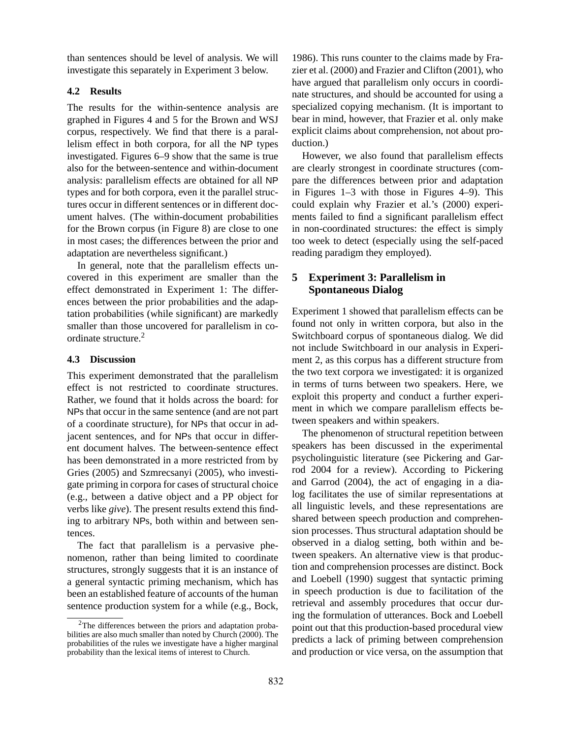than sentences should be level of analysis. We will investigate this separately in Experiment 3 below.

### 4.2 Results

The results for the within-sentence analysis are graphed in Figures 4 and 5 for the Brown and WSJ corpus, respectively. We find that there is a parallelism effect in both corpora, for all the NP types investigated. Figures 6–9 show that the same is true also for the between-sentence and within-document analysis: parallelism effects are obtained for all NP types and for both corpora, even it the parallel structures occur in different sentences or in different document halves. (The within-document probabilities for the Brown corpus (in Figure 8) are close to one in most cases; the differences between the prior and adaptation are nevertheless significant.)

In general, note that the parallelism effects uncovered in this experiment are smaller than the effect demonstrated in Experiment 1: The differences between the prior probabilities and the adaptation probabilities (while significant) are markedly smaller than those uncovered for parallelism in coordinate structure.[2]

### 4.3 Discussion

This experiment demonstrated that the parallelism effect is not restricted to coordinate structures. Rather, we found that it holds across the board: for NPs that occur in the same sentence (and are not part of a coordinate structure), for NPs that occur in adjacent sentences, and for NPs that occur in different document halves. The between-sentence effect has been demonstrated in a more restricted from by Gries (2005) and Szmrecsanyi (2005), who investigate priming in corpora for cases of structural choice (e.g., between a dative object and a PP object for verbs like *give*). The present results extend this finding to arbitrary NPs, both within and between sentences.

The fact that parallelism is a pervasive phenomenon, rather than being limited to coordinate structures, strongly suggests that it is an instance of a general syntactic priming mechanism, which has been an established feature of accounts of the human sentence production system for a while (e.g., Bock, 1986). This runs counter to the claims made by Frazier et al. (2000) and Frazier and Clifton (2001), who have argued that parallelism only occurs in coordinate structures, and should be accounted for using a specialized copying mechanism. (It is important to bear in mind, however, that Frazier et al. only make explicit claims about comprehension, not about production.)

However, we also found that parallelism effects are clearly strongest in coordinate structures (compare the differences between prior and adaptation in Figures 1–3 with those in Figures 4–9). This could explain why Frazier et al.'s (2000) experiments failed to find a significant parallelism effect in non-coordinated structures: the effect is simply too week to detect (especially using the self-paced reading paradigm they employed).

## 5 Experiment 3: Parallelism in Spontaneous Dialog

Experiment 1 showed that parallelism effects can be found not only in written corpora, but also in the Switchboard corpus of spontaneous dialog. We did not include Switchboard in our analysis in Experiment 2, as this corpus has a different structure from the two text corpora we investigated: it is organized in terms of turns between two speakers. Here, we exploit this property and conduct a further experiment in which we compare parallelism effects between speakers and within speakers.

The phenomenon of structural repetition between speakers has been discussed in the experimental psycholinguistic literature (see Pickering and Garrod 2004 for a review). According to Pickering and Garrod (2004), the act of engaging in a dialog facilitates the use of similar representations at all linguistic levels, and these representations are shared between speech production and comprehension processes. Thus structural adaptation should be observed in a dialog setting, both within and between speakers. An alternative view is that production and comprehension processes are distinct. Bock and Loebell (1990) suggest that syntactic priming in speech production is due to facilitation of the retrieval and assembly procedures that occur during the formulation of utterances. Bock and Loebell point out that this production-based procedural view predicts a lack of priming between comprehension and production or vice versa, on the assumption that

[2] The differences between the priors and adaptation probabilities are also much smaller than noted by Church (2000). The probabilities of the rules we investigate have a higher marginal probability than the lexical items of interest to Church.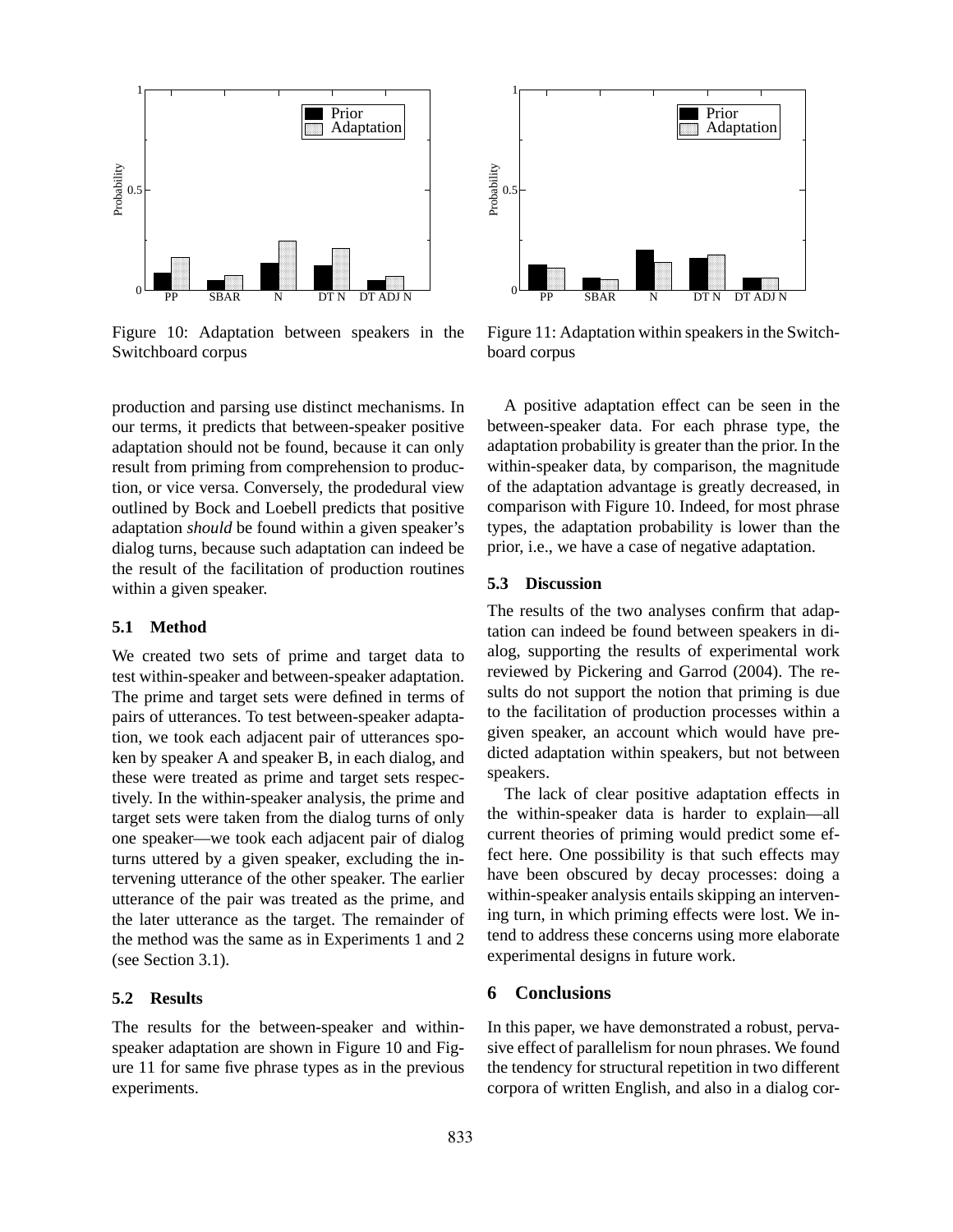Figure 10: Adaptation between speakers in the Switchboard corpus

Figure 11: Adaptation within speakers in the Switchboard corpus

production and parsing use distinct mechanisms. In our terms, it predicts that between-speaker positive adaptation should not be found, because it can only result from priming from comprehension to production, or vice versa. Conversely, the prodedural view outlined by Bock and Loebell predicts that positive adaptation *should* be found within a given speaker's dialog turns, because such adaptation can indeed be the result of the facilitation of production routines within a given speaker.

### 5.1 Method

We created two sets of prime and target data to test within-speaker and between-speaker adaptation. The prime and target sets were defined in terms of pairs of utterances. To test between-speaker adaptation, we took each adjacent pair of utterances spoken by speaker A and speaker B, in each dialog, and these were treated as prime and target sets respectively. In the within-speaker analysis, the prime and target sets were taken from the dialog turns of only one speaker—we took each adjacent pair of dialog turns uttered by a given speaker, excluding the intervening utterance of the other speaker. The earlier utterance of the pair was treated as the prime, and the later utterance as the target. The remainder of the method was the same as in Experiments 1 and 2 (see Section 3.1).

### 5.2 Results

The results for the between-speaker and within-speaker adaptation are shown in Figure 10 and Figure 11 for same five phrase types as in the previous experiments.

A positive adaptation effect can be seen in the between-speaker data. For each phrase type, the adaptation probability is greater than the prior. In the within-speaker data, by comparison, the magnitude of the adaptation advantage is greatly decreased, in comparison with Figure 10. Indeed, for most phrase types, the adaptation probability is lower than the prior, i.e., we have a case of negative adaptation.

### 5.3 Discussion

The results of the two analyses confirm that adaptation can indeed be found between speakers in dialog, supporting the results of experimental work reviewed by Pickering and Garrod (2004). The results do not support the notion that priming is due to the facilitation of production processes within a given speaker, an account which would have predicted adaptation within speakers, but not between speakers.

The lack of clear positive adaptation effects in the within-speaker data is harder to explain—all current theories of priming would predict some effect here. One possibility is that such effects may have been obscured by decay processes: doing a within-speaker analysis entails skipping an intervening turn, in which priming effects were lost. We intend to address these concerns using more elaborate experimental designs in future work.

## 6 Conclusions

In this paper, we have demonstrated a robust, pervasive effect of parallelism for noun phrases. We found the tendency for structural repetition in two different corpora of written English, and also in a dialog cor-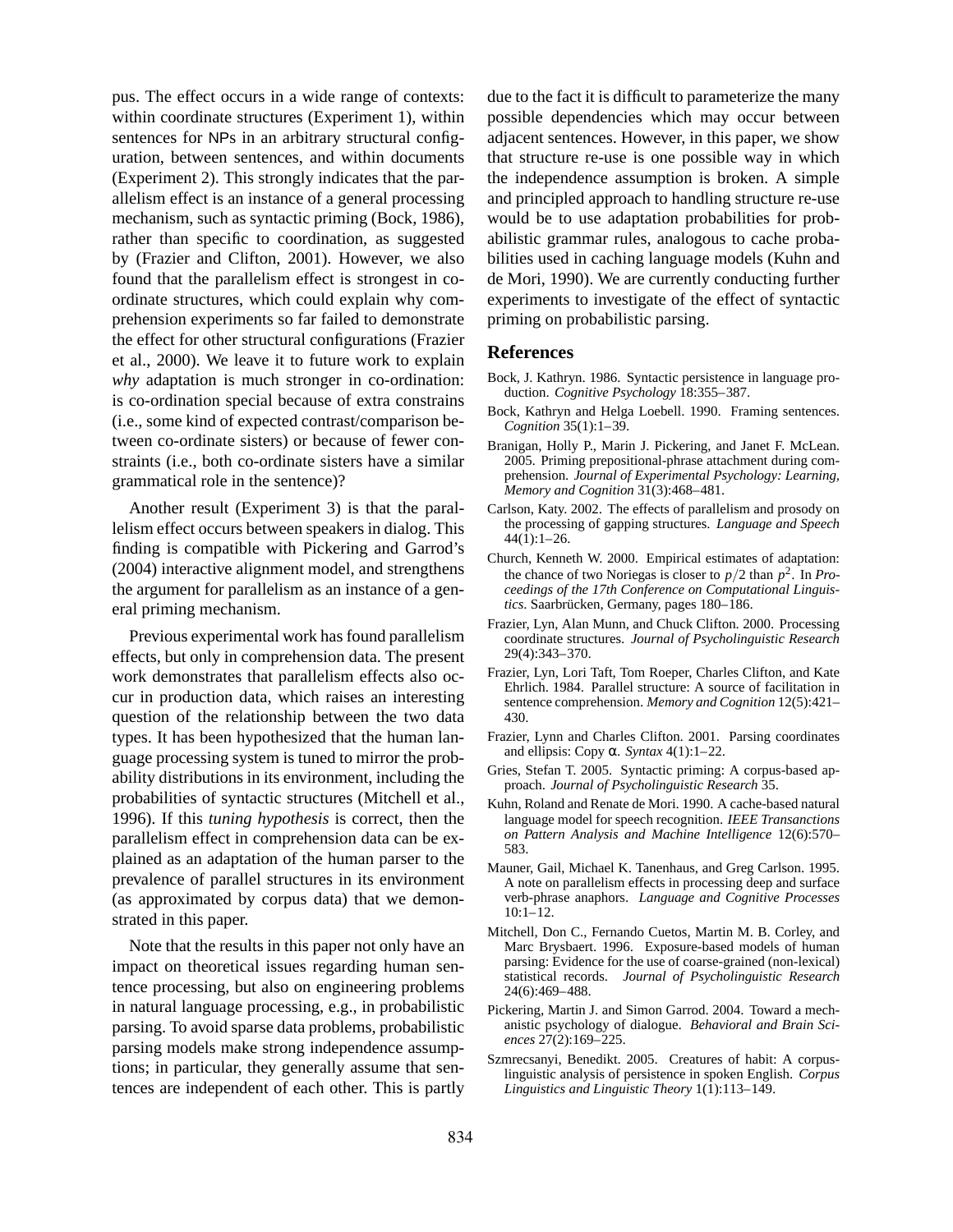pus. The effect occurs in a wide range of contexts: within coordinate structures (Experiment 1), within sentences for NPs in an arbitrary structural configuration, between sentences, and within documents (Experiment 2). This strongly indicates that the parallelism effect is an instance of a general processing mechanism, such as syntactic priming (Bock, 1986), rather than specific to coordination, as suggested by (Frazier and Clifton, 2001). However, we also found that the parallelism effect is strongest in coordinate structures, which could explain why comprehension experiments so far failed to demonstrate the effect for other structural configurations (Frazier et al., 2000). We leave it to future work to explain *why* adaptation is much stronger in co-ordination: is co-ordination special because of extra constrains (i.e., some kind of expected contrast/comparison between co-ordinate sisters) or because of fewer constraints (i.e., both co-ordinate sisters have a similar grammatical role in the sentence)?

Another result (Experiment 3) is that the parallelism effect occurs between speakers in dialog. This finding is compatible with Pickering and Garrod's (2004) interactive alignment model, and strengthens the argument for parallelism as an instance of a general priming mechanism.

Previous experimental work has found parallelism effects, but only in comprehension data. The present work demonstrates that parallelism effects also occur in production data, which raises an interesting question of the relationship between the two data types. It has been hypothesized that the human language processing system is tuned to mirror the probability distributions in its environment, including the probabilities of syntactic structures (Mitchell et al., 1996). If this *tuning hypothesis* is correct, then the parallelism effect in comprehension data can be explained as an adaptation of the human parser to the prevalence of parallel structures in its environment (as approximated by corpus data) that we demonstrated in this paper.

Note that the results in this paper not only have an impact on theoretical issues regarding human sentence processing, but also on engineering problems in natural language processing, e.g., in probabilistic parsing. To avoid sparse data problems, probabilistic parsing models make strong independence assumptions; in particular, they generally assume that sentences are independent of each other. This is partly due to the fact it is difficult to parameterize the many possible dependencies which may occur between adjacent sentences. However, in this paper, we show that structure re-use is one possible way in which the independence assumption is broken. A simple and principled approach to handling structure re-use would be to use adaptation probabilities for probabilistic grammar rules, analogous to cache probabilities used in caching language models (Kuhn and de Mori, 1990). We are currently conducting further experiments to investigate of the effect of syntactic priming on probabilistic parsing.

## References

Bock, J. Kathryn. 1986. Syntactic persistence in language production. *Cognitive Psychology* 18:355–387.

Bock, Kathryn and Helga Loebell. 1990. Framing sentences. *Cognition* 35(1):1–39.

Branigan, Holly P., Marin J. Pickering, and Janet F. McLean. 2005. Priming prepositional-phrase attachment during comprehension. *Journal of Experimental Psychology: Learning, Memory and Cognition* 31(3):468–481.

Carlson, Katy. 2002. The effects of parallelism and prosody on the processing of gapping structures. *Language and Speech* 44(1):1–26.

Church, Kenneth W. 2000. Empirical estimates of adaptation: the chance of two Noriegas is closer to $p/2$ than $p^2$. In *Proceedings of the 17th Conference on Computational Linguistics*. Saarbrücken, Germany, pages 180–186.

Frazier, Lyn, Alan Munn, and Chuck Clifton. 2000. Processing coordinate structures. *Journal of Psycholinguistic Research* 29(4):343–370.

Frazier, Lyn, Lori Taft, Tom Roeper, Charles Clifton, and Kate Ehrlich. 1984. Parallel structure: A source of facilitation in sentence comprehension. *Memory and Cognition* 12(5):421–430.

Frazier, Lynn and Charles Clifton. 2001. Parsing coordinates and ellipsis: Copy $\alpha$. *Syntax* 4(1):1–22.

Gries, Stefan T. 2005. Syntactic priming: A corpus-based approach. *Journal of Psycholinguistic Research* 35.

Kuhn, Roland and Renate de Mori. 1990. A cache-based natural language model for speech recognition. *IEEE Transanctions on Pattern Analysis and Machine Intelligence* 12(6):570–583.

Mauner, Gail, Michael K. Tanenhaus, and Greg Carlson. 1995. A note on parallelism effects in processing deep and surface verb-phrase anaphors. *Language and Cognitive Processes* 10:1–12.

Mitchell, Don C., Fernando Cuetos, Martin M. B. Corley, and Marc Brysbaert. 1996. Exposure-based models of human parsing: Evidence for the use of coarse-grained (non-lexical) statistical records. *Journal of Psycholinguistic Research* 24(6):469–488.

Pickering, Martin J. and Simon Garrod. 2004. Toward a mechanistic psychology of dialogue. *Behavioral and Brain Sciences* 27(2):169–225.

Szmrecsanyi, Benedikt. 2005. Creatures of habit: A corpus-linguistic analysis of persistence in spoken English. *Corpus Linguistics and Linguistic Theory* 1(1):113–149.